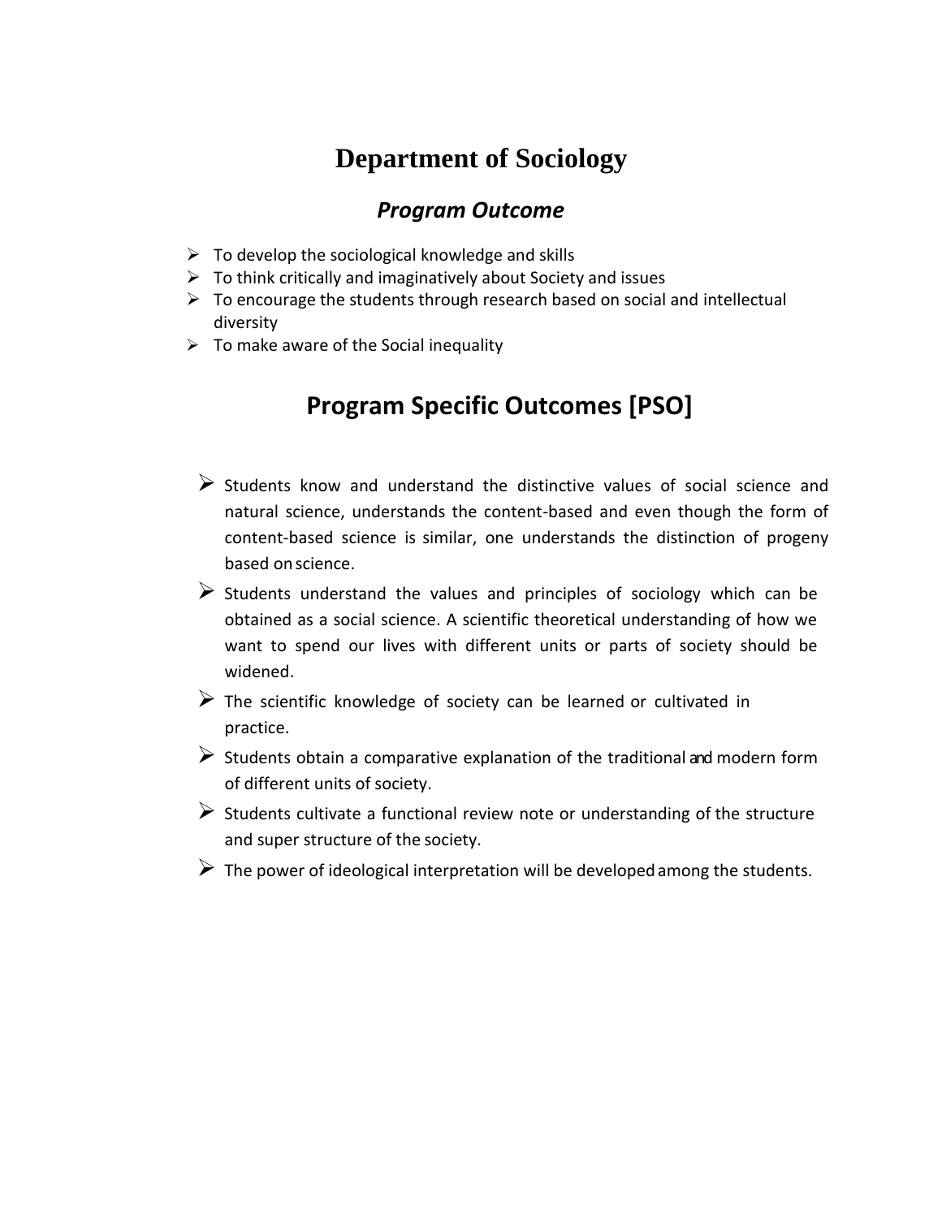# Department of Sociology

## *Program Outcome*

- To develop the sociological knowledge and skills
- To think critically and imaginatively about Society and issues
- To encourage the students through research based on social and intellectual diversity
- To make aware of the Social inequality

## Program Specific Outcomes [PSO]

- Students know and understand the distinctive values of social science and natural science, understands the content-based and even though the form of content-based science is similar, one understands the distinction of progeny based on science.
- Students understand the values and principles of sociology which can be obtained as a social science. A scientific theoretical understanding of how we want to spend our lives with different units or parts of society should be widened.
- The scientific knowledge of society can be learned or cultivated in practice.
- Students obtain a comparative explanation of the traditional and modern form of different units of society.
- Students cultivate a functional review note or understanding of the structure and super structure of the society.
- The power of ideological interpretation will be developed among the students.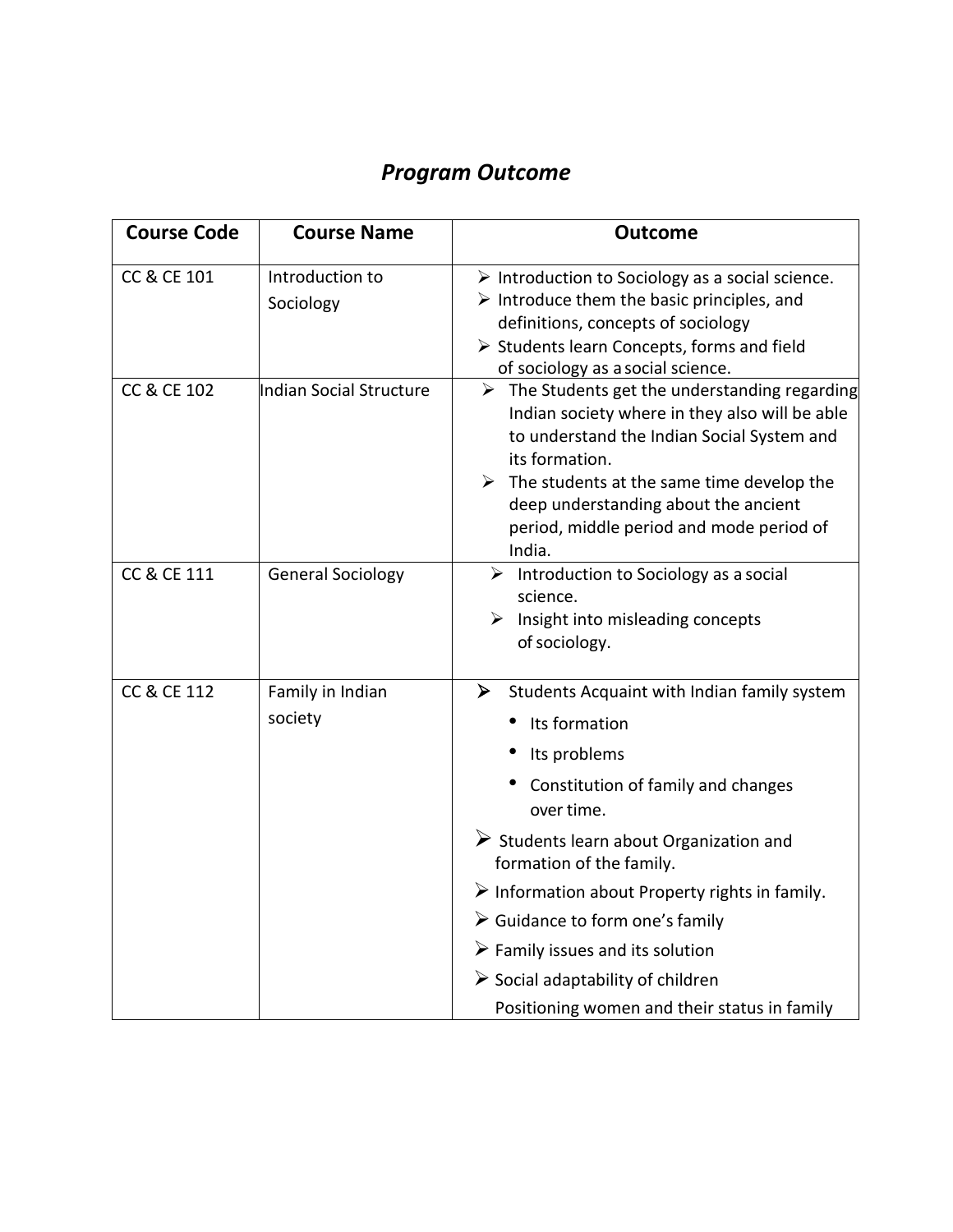## *Program Outcome*

| Course Code | Course Name | Outcome |
|---|---|---|
| CC & CE 101 | Introduction to Sociology | ➢ Introduction to Sociology as a social science.<br>➢ Introduce them the basic principles, and definitions, concepts of sociology<br>➢ Students learn Concepts, forms and field of sociology as a social science. |
| CC & CE 102 | Indian Social Structure | ➢ The Students get the understanding regarding Indian society where in they also will be able to understand the Indian Social System and its formation.<br>➢ The students at the same time develop the deep understanding about the ancient period, middle period and mode period of India. |
| CC & CE 111 | General Sociology | ➢ Introduction to Sociology as a social science.<br>➢ Insight into misleading concepts of sociology. |
| CC & CE 112 | Family in Indian society | ➢ Students Acquaint with Indian family system<br>• Its formation<br>• Its problems<br>• Constitution of family and changes over time.<br>➢ Students learn about Organization and formation of the family.<br>➢ Information about Property rights in family.<br>➢ Guidance to form one's family<br>➢ Family issues and its solution<br>➢ Social adaptability of children<br>Positioning women and their status in family |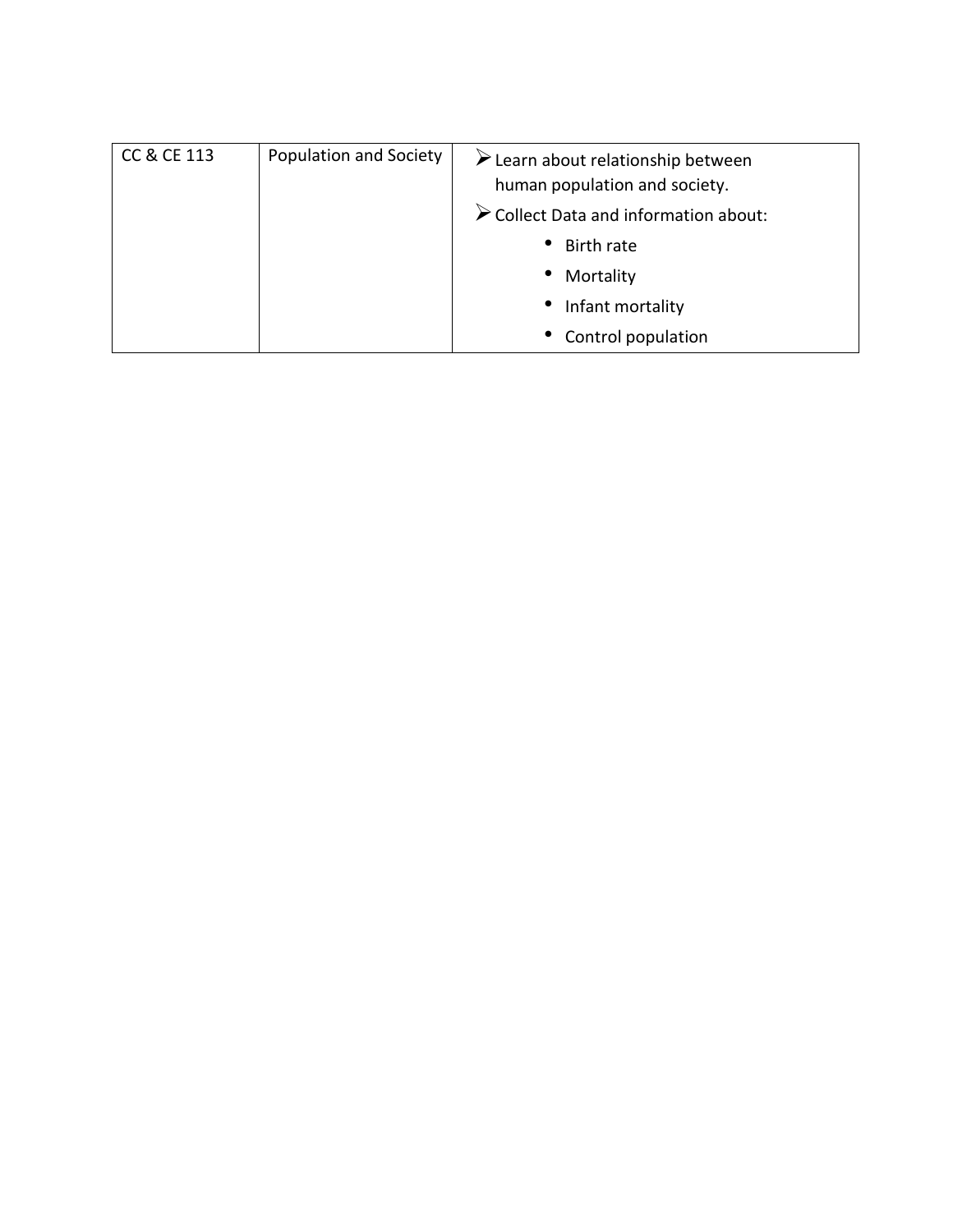| CC & CE 113 | Population and Society | ➢ Learn about relationship between human population and society.<br>➢ Collect Data and information about:<br>• Birth rate<br>• Mortality<br>• Infant mortality<br>• Control population |
|---|---|---|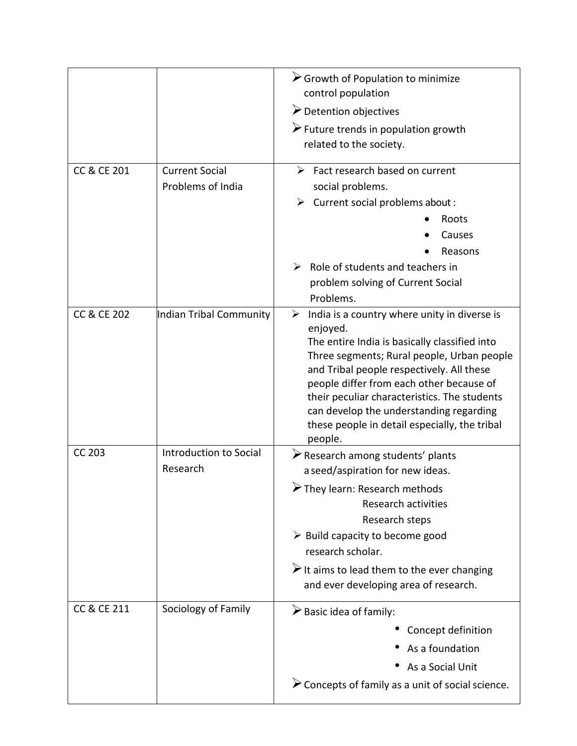| | | |
|---|---|---|
| | | ➢ Growth of Population to minimize control population<br>➢ Detention objectives<br>➢ Future trends in population growth related to the society. |
| CC & CE 201 | Current Social Problems of India | ➢ Fact research based on current social problems.<br>➢ Current social problems about :<br>• Roots<br>• Causes<br>• Reasons<br>➢ Role of students and teachers in problem solving of Current Social Problems. |
| CC & CE 202 | Indian Tribal Community | ➢ India is a country where unity in diverse is enjoyed.<br>The entire India is basically classified into Three segments; Rural people, Urban people and Tribal people respectively. All these people differ from each other because of their peculiar characteristics. The students can develop the understanding regarding these people in detail especially, the tribal people. |
| CC 203 | Introduction to Social Research | ➢ Research among students' plants a seed/aspiration for new ideas.<br>➢ They learn: Research methods<br>Research activities<br>Research steps<br>➢ Build capacity to become good research scholar.<br>➢ It aims to lead them to the ever changing and ever developing area of research. |
| CC & CE 211 | Sociology of Family | ➢ Basic idea of family:<br>• Concept definition<br>• As a foundation<br>• As a Social Unit<br>➢ Concepts of family as a unit of social science. |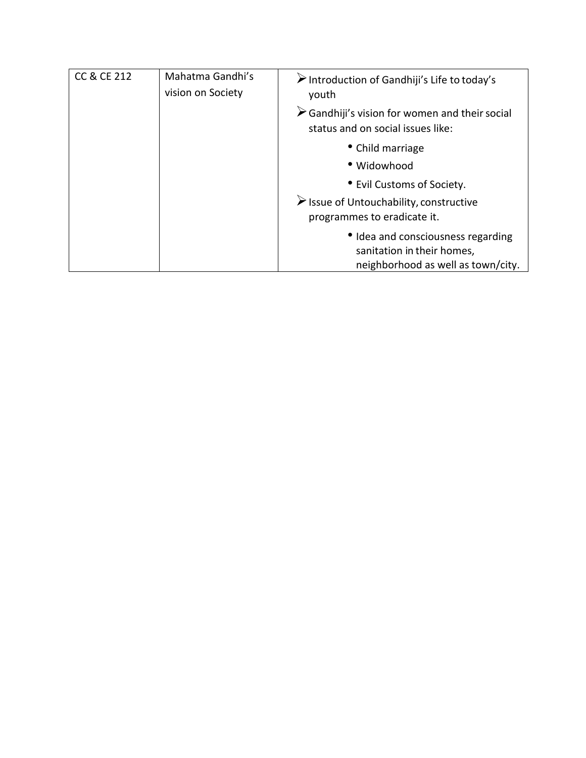| | | |
|---|---|---|
| CC & CE 212 | Mahatma Gandhi's vision on Society | ➢ Introduction of Gandhiji's Life to today's youth<br>➢ Gandhiji's vision for women and their social status and on social issues like:<br>• Child marriage<br>• Widowhood<br>• Evil Customs of Society.<br>➢ Issue of Untouchability, constructive programmes to eradicate it.<br>• Idea and consciousness regarding sanitation in their homes, neighborhood as well as town/city. |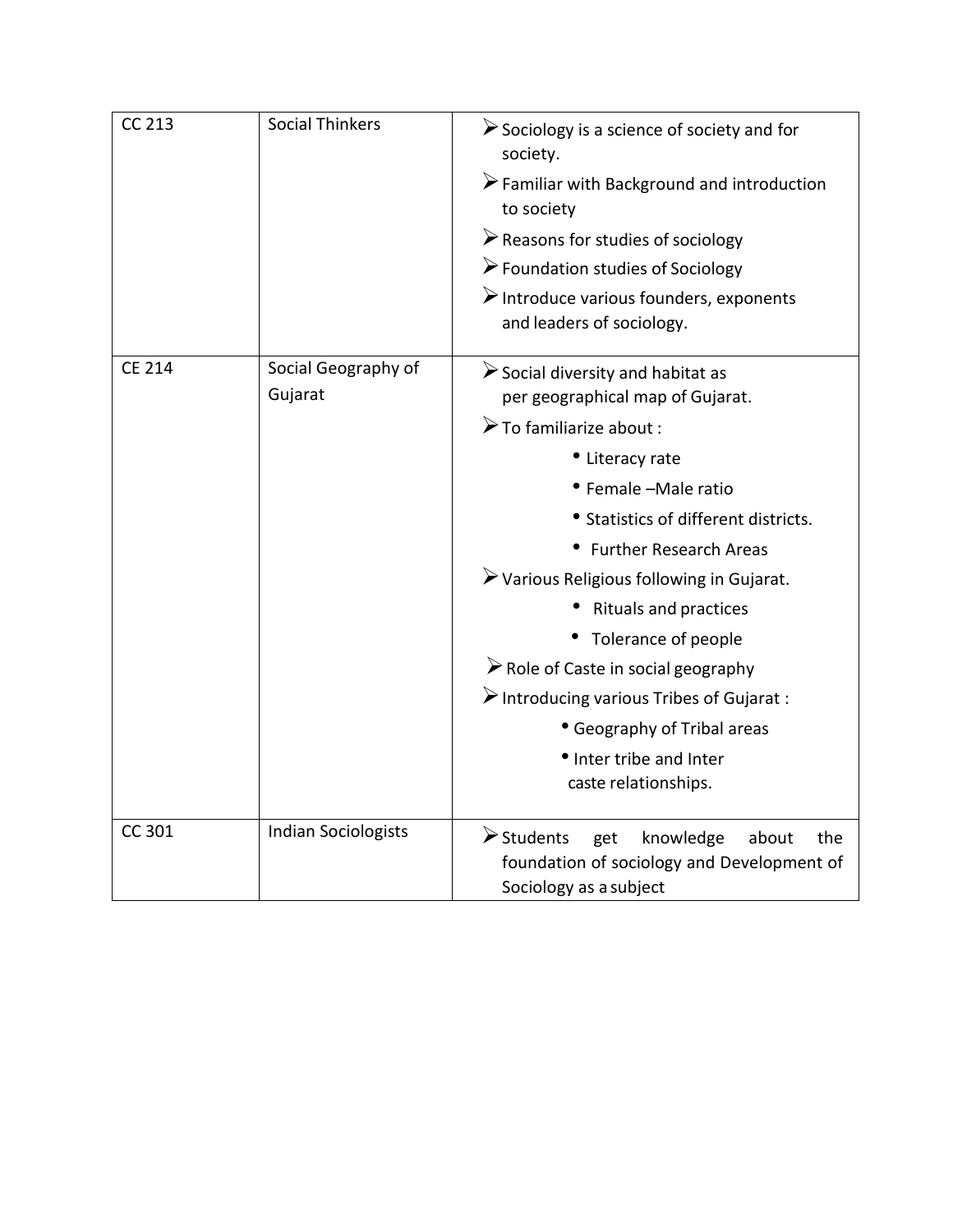| CC 213 | Social Thinkers | ➢ Sociology is a science of society and for society.<br>➢ Familiar with Background and introduction to society<br>➢ Reasons for studies of sociology<br>➢ Foundation studies of Sociology<br>➢ Introduce various founders, exponents and leaders of sociology. |
|---|---|---|
| CE 214 | Social Geography of Gujarat | ➢ Social diversity and habitat as per geographical map of Gujarat.<br>➢ To familiarize about :<br>• Literacy rate<br>• Female –Male ratio<br>• Statistics of different districts.<br>• Further Research Areas<br>➢ Various Religious following in Gujarat.<br>• Rituals and practices<br>• Tolerance of people<br>➢ Role of Caste in social geography<br>➢ Introducing various Tribes of Gujarat :<br>• Geography of Tribal areas<br>• Inter tribe and Inter caste relationships. |
| CC 301 | Indian Sociologists | ➢ Students get knowledge about the foundation of sociology and Development of Sociology as a subject |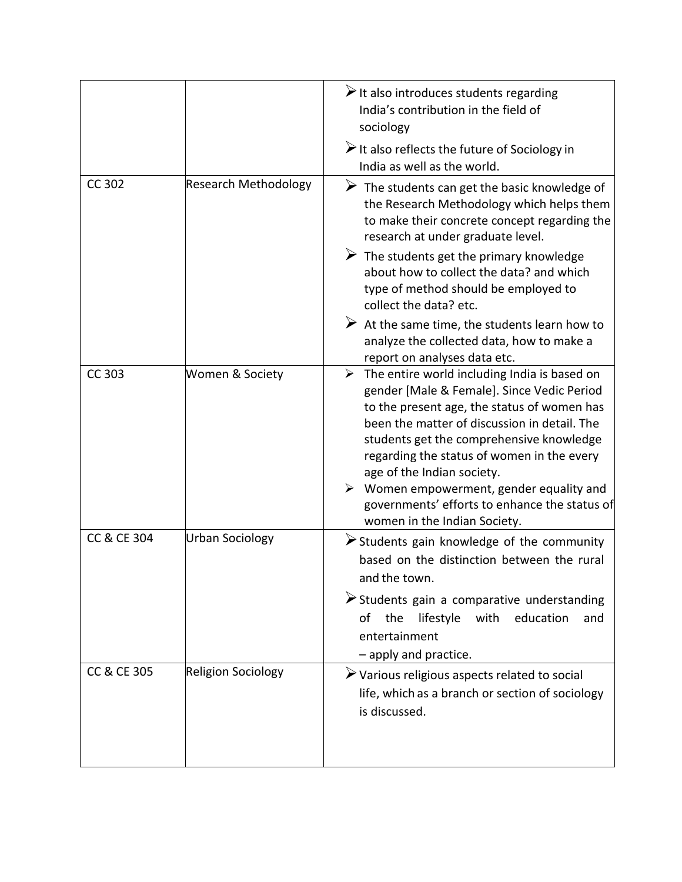| | | |
|---|---|---|
| | | ➢ It also introduces students regarding India's contribution in the field of sociology<br>➢ It also reflects the future of Sociology in India as well as the world. |
| CC 302 | Research Methodology | ➢ The students can get the basic knowledge of the Research Methodology which helps them to make their concrete concept regarding the research at under graduate level.<br>➢ The students get the primary knowledge about how to collect the data? and which type of method should be employed to collect the data? etc.<br>➢ At the same time, the students learn how to analyze the collected data, how to make a report on analyses data etc. |
| CC 303 | Women & Society | ➢ The entire world including India is based on gender [Male & Female]. Since Vedic Period to the present age, the status of women has been the matter of discussion in detail. The students get the comprehensive knowledge regarding the status of women in the every age of the Indian society.<br>➢ Women empowerment, gender equality and governments' efforts to enhance the status of women in the Indian Society. |
| CC & CE 304 | Urban Sociology | ➢ Students gain knowledge of the community based on the distinction between the rural and the town.<br>➢ Students gain a comparative understanding of the lifestyle with education and entertainment – apply and practice. |
| CC & CE 305 | Religion Sociology | ➢ Various religious aspects related to social life, which as a branch or section of sociology is discussed. |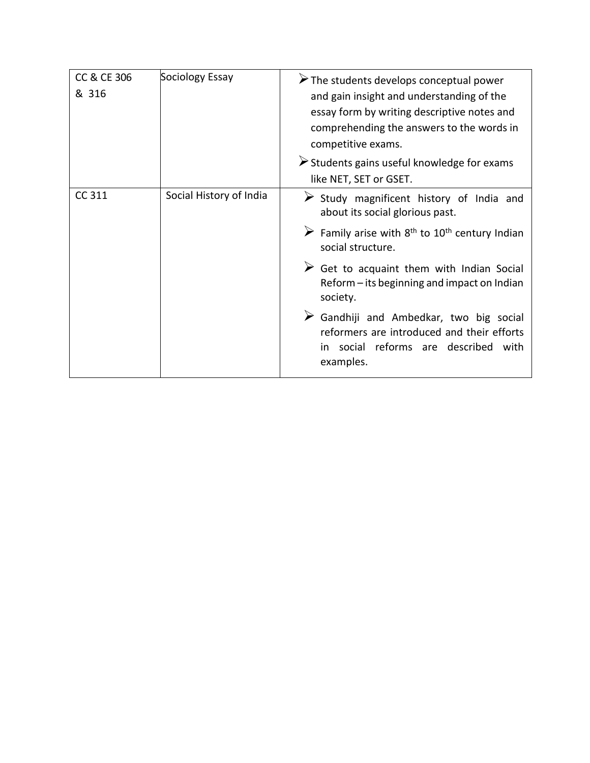| | | |
|---|---|---|
| CC & CE 306 & 316 | Sociology Essay | ➢ The students develops conceptual power and gain insight and understanding of the essay form by writing descriptive notes and comprehending the answers to the words in competitive exams.<br>➢ Students gains useful knowledge for exams like NET, SET or GSET. |
| CC 311 | Social History of India | ➢ Study magnificent history of India and about its social glorious past.<br>➢ Family arise with $8^{th}$ to $10^{th}$ century Indian social structure.<br>➢ Get to acquaint them with Indian Social Reform – its beginning and impact on Indian society.<br>➢ Gandhiji and Ambedkar, two big social reformers are introduced and their efforts in social reforms are described with examples. |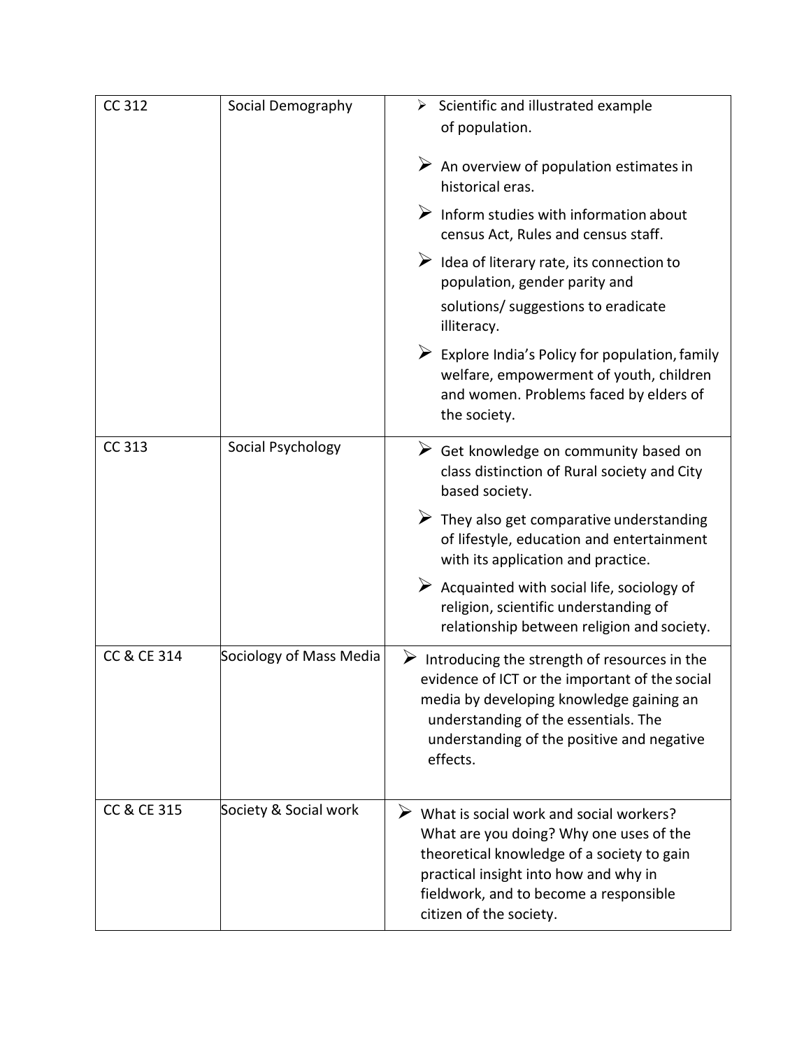| | | |
|---|---|---|
| CC 312 | Social Demography | ➢ Scientific and illustrated example of population.<br><br>➢ An overview of population estimates in historical eras.<br><br>➢ Inform studies with information about census Act, Rules and census staff.<br><br>➢ Idea of literary rate, its connection to population, gender parity and solutions/ suggestions to eradicate illiteracy.<br><br>➢ Explore India's Policy for population, family welfare, empowerment of youth, children and women. Problems faced by elders of the society. |
| CC 313 | Social Psychology | ➢ Get knowledge on community based on class distinction of Rural society and City based society.<br><br>➢ They also get comparative understanding of lifestyle, education and entertainment with its application and practice.<br><br>➢ Acquainted with social life, sociology of religion, scientific understanding of relationship between religion and society. |
| CC & CE 314 | Sociology of Mass Media | ➢ Introducing the strength of resources in the evidence of ICT or the important of the social media by developing knowledge gaining an understanding of the essentials. The understanding of the positive and negative effects. |
| CC & CE 315 | Society & Social work | ➢ What is social work and social workers? What are you doing? Why one uses of the theoretical knowledge of a society to gain practical insight into how and why in fieldwork, and to become a responsible citizen of the society. |